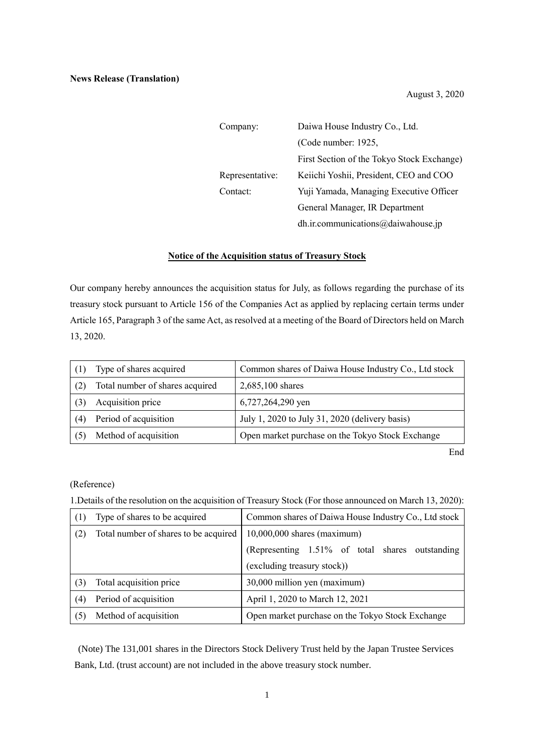**News Release (Translation)**

August 3, 2020

| | |
|---|---|
| Company: | Daiwa House Industry Co., Ltd. (Code number: 1925, First Section of the Tokyo Stock Exchange) |
| Representative: | Keiichi Yoshii, President, CEO and COO |
| Contact: | Yuji Yamada, Managing Executive Officer General Manager, IR Department dh.ir.communications@daiwahouse.jp |

## Notice of the Acquisition status of Treasury Stock

Our company hereby announces the acquisition status for July, as follows regarding the purchase of its treasury stock pursuant to Article 156 of the Companies Act as applied by replacing certain terms under Article 165, Paragraph 3 of the same Act, as resolved at a meeting of the Board of Directors held on March 13, 2020.

| | | |
|---|---|---|
| (1) | Type of shares acquired | Common shares of Daiwa House Industry Co., Ltd stock |
| (2) | Total number of shares acquired | 2,685,100 shares |
| (3) | Acquisition price | 6,727,264,290 yen |
| (4) | Period of acquisition | July 1, 2020 to July 31, 2020 (delivery basis) |
| (5) | Method of acquisition | Open market purchase on the Tokyo Stock Exchange |

End

(Reference)

1.Details of the resolution on the acquisition of Treasury Stock (For those announced on March 13, 2020):

| | | |
|---|---|---|
| (1) | Type of shares to be acquired | Common shares of Daiwa House Industry Co., Ltd stock |
| (2) | Total number of shares to be acquired | 10,000,000 shares (maximum) (Representing 1.51% of total shares outstanding (excluding treasury stock)) |
| (3) | Total acquisition price | 30,000 million yen (maximum) |
| (4) | Period of acquisition | April 1, 2020 to March 12, 2021 |
| (5) | Method of acquisition | Open market purchase on the Tokyo Stock Exchange |

(Note) The 131,001 shares in the Directors Stock Delivery Trust held by the Japan Trustee Services Bank, Ltd. (trust account) are not included in the above treasury stock number.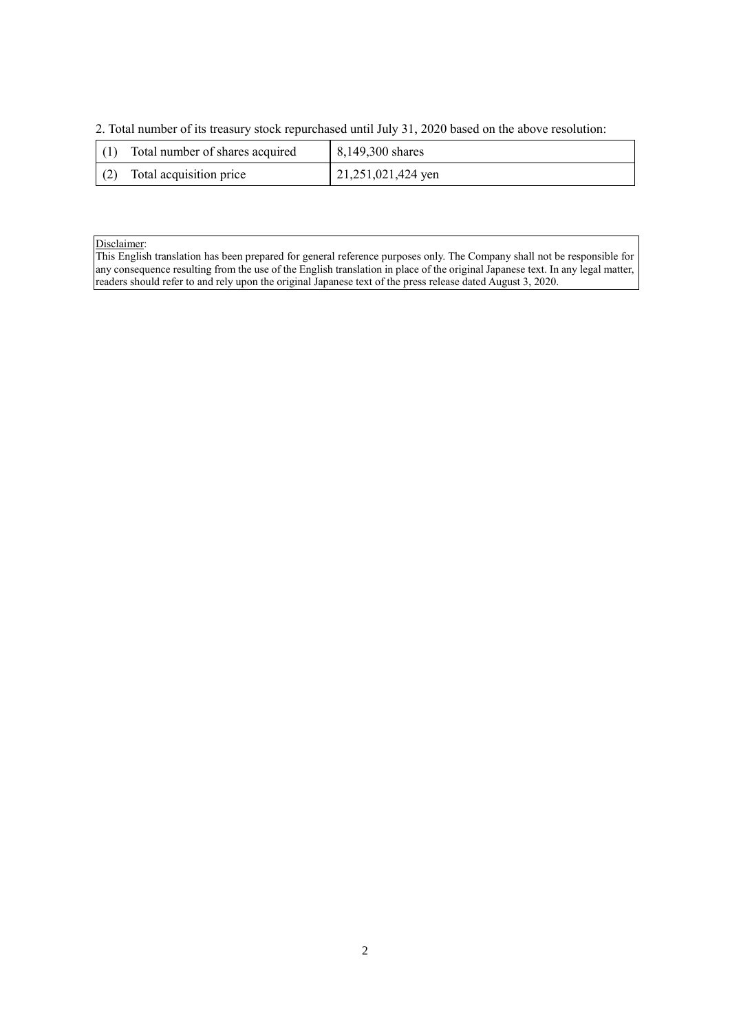2. Total number of its treasury stock repurchased until July 31, 2020 based on the above resolution:

| | | |
|---|---|---|
| (1) | Total number of shares acquired | 8,149,300 shares |
| (2) | Total acquisition price | 21,251,021,424 yen |

Disclaimer:
This English translation has been prepared for general reference purposes only. The Company shall not be responsible for any consequence resulting from the use of the English translation in place of the original Japanese text. In any legal matter, readers should refer to and rely upon the original Japanese text of the press release dated August 3, 2020.